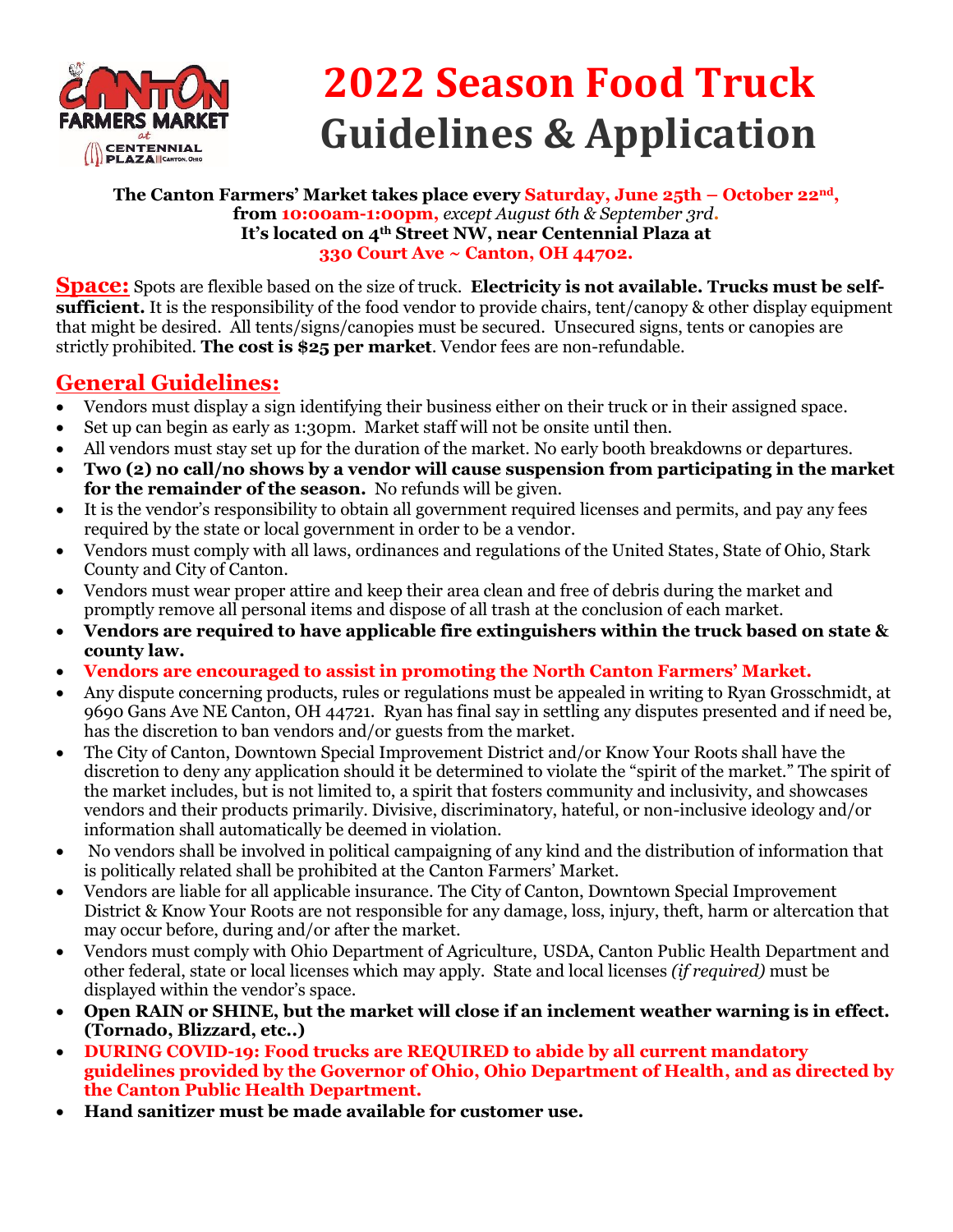# 2022 Season Food Truck Guidelines & Application

**The Canton Farmers' Market takes place every Saturday, June 25th – October 22nd, from 10:00am-1:00pm,** *except August 6th & September 3rd*.
**It's located on 4th Street NW, near Centennial Plaza at 330 Court Ave ~ Canton, OH 44702.**

**Space:** Spots are flexible based on the size of truck. **Electricity is not available. Trucks must be self-sufficient.** It is the responsibility of the food vendor to provide chairs, tent/canopy & other display equipment that might be desired. All tents/signs/canopies must be secured. Unsecured signs, tents or canopies are strictly prohibited. **The cost is $25 per market**. Vendor fees are non-refundable.

## General Guidelines:

- Vendors must display a sign identifying their business either on their truck or in their assigned space.
- Set up can begin as early as 1:30pm. Market staff will not be onsite until then.
- All vendors must stay set up for the duration of the market. No early booth breakdowns or departures.
- **Two (2) no call/no shows by a vendor will cause suspension from participating in the market for the remainder of the season.** No refunds will be given.
- It is the vendor's responsibility to obtain all government required licenses and permits, and pay any fees required by the state or local government in order to be a vendor.
- Vendors must comply with all laws, ordinances and regulations of the United States, State of Ohio, Stark County and City of Canton.
- Vendors must wear proper attire and keep their area clean and free of debris during the market and promptly remove all personal items and dispose of all trash at the conclusion of each market.
- **Vendors are required to have applicable fire extinguishers within the truck based on state & county law.**
- **Vendors are encouraged to assist in promoting the North Canton Farmers' Market.**
- Any dispute concerning products, rules or regulations must be appealed in writing to Ryan Grosschmidt, at 9690 Gans Ave NE Canton, OH 44721. Ryan has final say in settling any disputes presented and if need be, has the discretion to ban vendors and/or guests from the market.
- The City of Canton, Downtown Special Improvement District and/or Know Your Roots shall have the discretion to deny any application should it be determined to violate the "spirit of the market." The spirit of the market includes, but is not limited to, a spirit that fosters community and inclusivity, and showcases vendors and their products primarily. Divisive, discriminatory, hateful, or non-inclusive ideology and/or information shall automatically be deemed in violation.
- No vendors shall be involved in political campaigning of any kind and the distribution of information that is politically related shall be prohibited at the Canton Farmers' Market.
- Vendors are liable for all applicable insurance. The City of Canton, Downtown Special Improvement District & Know Your Roots are not responsible for any damage, loss, injury, theft, harm or altercation that may occur before, during and/or after the market.
- Vendors must comply with Ohio Department of Agriculture, USDA, Canton Public Health Department and other federal, state or local licenses which may apply. State and local licenses *(if required)* must be displayed within the vendor's space.
- **Open RAIN or SHINE, but the market will close if an inclement weather warning is in effect. (Tornado, Blizzard, etc..)**
- **DURING COVID-19: Food trucks are REQUIRED to abide by all current mandatory guidelines provided by the Governor of Ohio, Ohio Department of Health, and as directed by the Canton Public Health Department.**
- **Hand sanitizer must be made available for customer use.**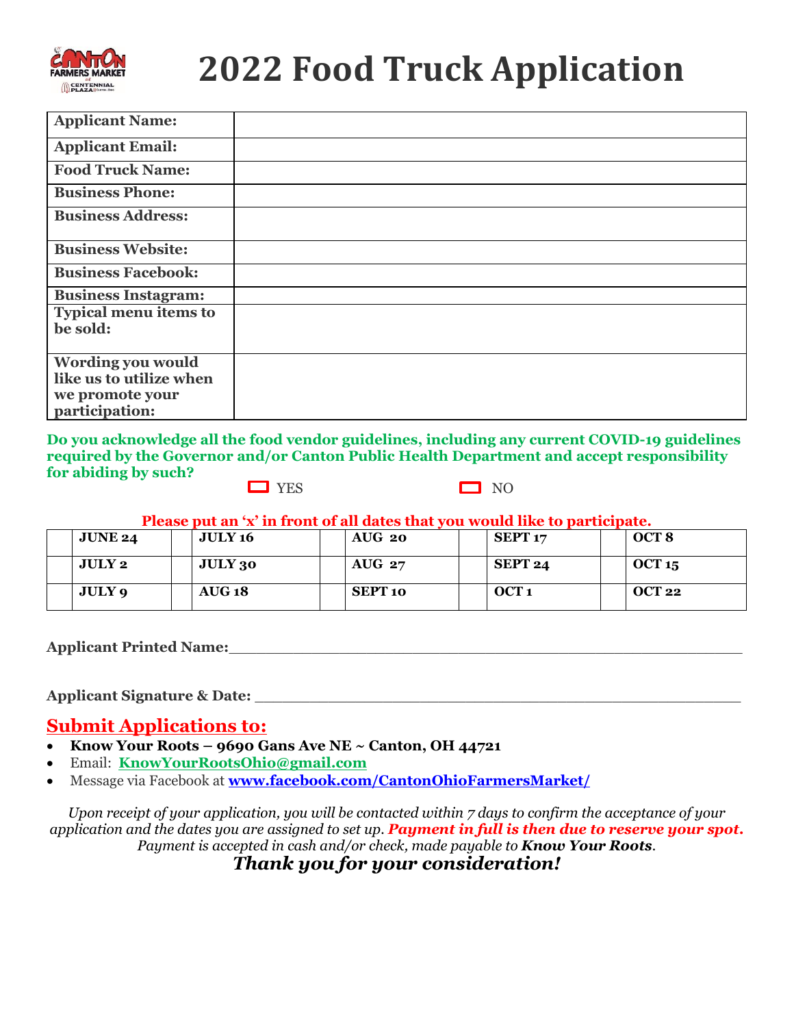# 2022 Food Truck Application

| | |
|---|---|
| **Applicant Name:** | |
| **Applicant Email:** | |
| **Food Truck Name:** | |
| **Business Phone:** | |
| **Business Address:** | |
| **Business Website:** | |
| **Business Facebook:** | |
| **Business Instagram:** | |
| **Typical menu items to be sold:** | |
| **Wording you would like us to utilize when we promote your participation:** | |

**Do you acknowledge all the food vendor guidelines, including any current COVID-19 guidelines required by the Governor and/or Canton Public Health Department and accept responsibility for abiding by such?**

☐ YES ☐ NO

**Please put an 'x' in front of all dates that you would like to participate.**

| | | | | | | | | | |
|---|---|---|---|---|---|---|---|---|---|
| | **JUNE 24** | | **JULY 16** | | **AUG 20** | | **SEPT 17** | | **OCT 8** |
| | **JULY 2** | | **JULY 30** | | **AUG 27** | | **SEPT 24** | | **OCT 15** |
| | **JULY 9** | | **AUG 18** | | **SEPT 10** | | **OCT 1** | | **OCT 22** |

**Applicant Printed Name:**\_\_\_\_\_\_\_\_\_\_\_\_\_\_\_\_\_\_\_\_\_\_\_\_\_\_\_\_\_\_\_\_\_\_\_\_\_\_\_\_\_\_\_\_\_\_\_\_

**Applicant Signature & Date:** \_\_\_\_\_\_\_\_\_\_\_\_\_\_\_\_\_\_\_\_\_\_\_\_\_\_\_\_\_\_\_\_\_\_\_\_\_\_\_\_\_\_\_\_\_

## Submit Applications to:

- **Know Your Roots – 9690 Gans Ave NE ~ Canton, OH 44721**
- Email: **KnowYourRootsOhio@gmail.com**
- Message via Facebook at **www.facebook.com/CantonOhioFarmersMarket/**

*Upon receipt of your application, you will be contacted within 7 days to confirm the acceptance of your application and the dates you are assigned to set up.* ***Payment in full is then due to reserve your spot.*** *Payment is accepted in cash and/or check, made payable to* ***Know Your Roots****.*

***Thank you for your consideration!***